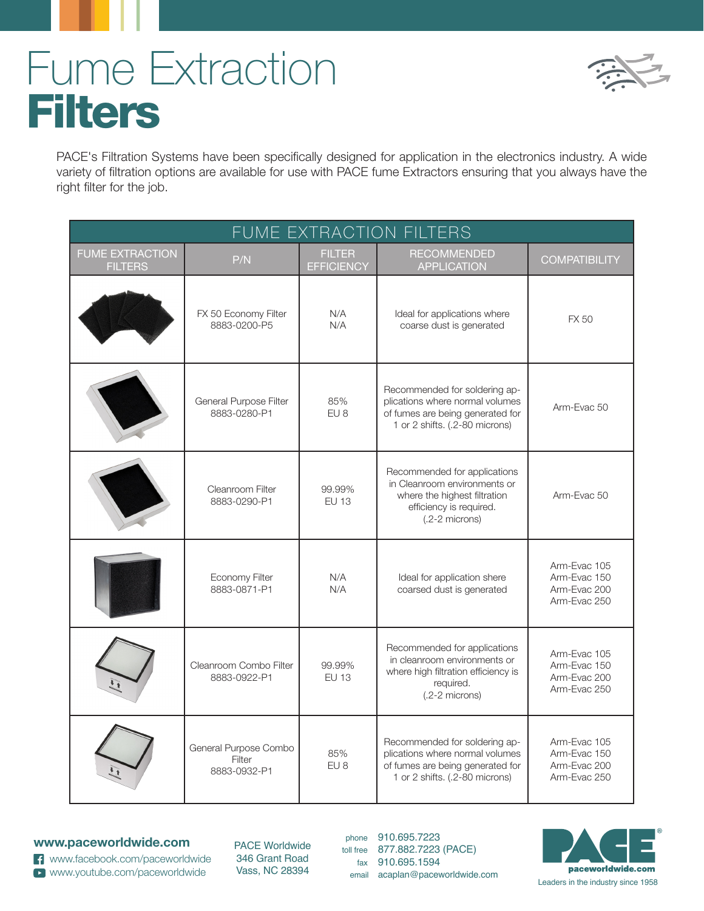# Fume Extraction **Filters**

PACE's Filtration Systems have been specifically designed for application in the electronics industry. A wide variety of filtration options are available for use with PACE fume Extractors ensuring that you always have the right filter for the job.

| FUME EXTRACTION FILTERS | | | | |
|---|---|---|---|---|
| FUME EXTRACTION FILTERS | P/N | FILTER EFFICIENCY | RECOMMENDED APPLICATION | COMPATIBILITY |
| | FX 50 Economy Filter<br>8883-0200-P5 | N/A<br>N/A | Ideal for applications where coarse dust is generated | FX 50 |
| | General Purpose Filter<br>8883-0280-P1 | 85%<br>EU 8 | Recommended for soldering applications where normal volumes of fumes are being generated for 1 or 2 shifts. (.2-80 microns) | Arm-Evac 50 |
| | Cleanroom Filter<br>8883-0290-P1 | 99.99%<br>EU 13 | Recommended for applications in Cleanroom environments or where the highest filtration efficiency is required. (.2-2 microns) | Arm-Evac 50 |
| | Economy Filter<br>8883-0871-P1 | N/A<br>N/A | Ideal for application shere coarsed dust is generated | Arm-Evac 105<br>Arm-Evac 150<br>Arm-Evac 200<br>Arm-Evac 250 |
| | Cleanroom Combo Filter<br>8883-0922-P1 | 99.99%<br>EU 13 | Recommended for applications in cleanroom environments or where high filtration efficiency is required. (.2-2 microns) | Arm-Evac 105<br>Arm-Evac 150<br>Arm-Evac 200<br>Arm-Evac 250 |
| | General Purpose Combo Filter<br>8883-0932-P1 | 85%<br>EU 8 | Recommended for soldering applications where normal volumes of fumes are being generated for 1 or 2 shifts. (.2-80 microns) | Arm-Evac 105<br>Arm-Evac 150<br>Arm-Evac 200<br>Arm-Evac 250 |

**www.paceworldwide.com**
www.facebook.com/paceworldwide
www.youtube.com/paceworldwide

PACE Worldwide
346 Grant Road
Vass, NC 28394

phone 910.695.7223
toll free 877.882.7223 (PACE)
fax 910.695.1594
email acaplan@paceworldwide.com

PACE® paceworldwide.com
Leaders in the industry since 1958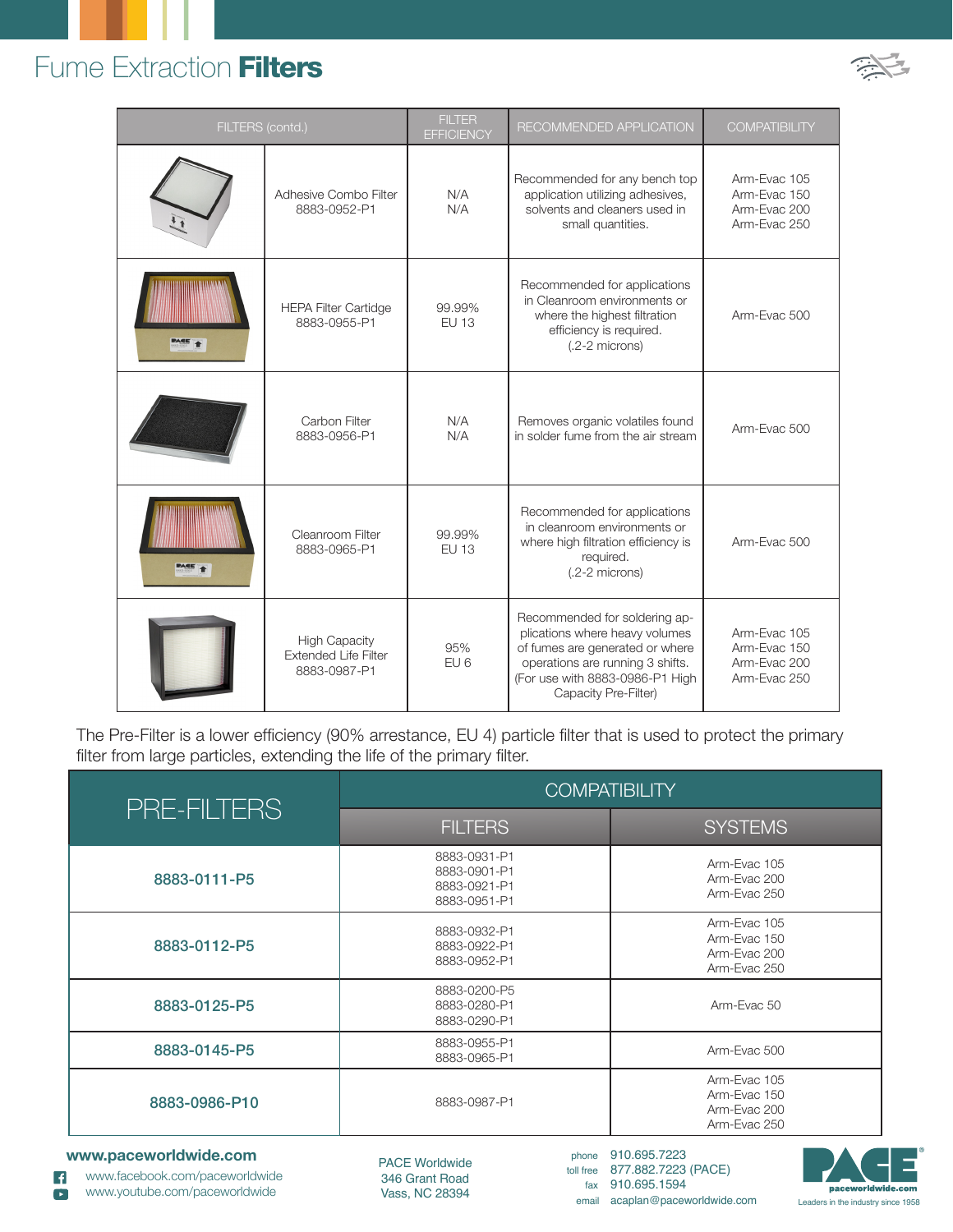# Fume Extraction **Filters**

| FILTERS (contd.) | | FILTER EFFICIENCY | RECOMMENDED APPLICATION | COMPATIBILITY |
|---|---|---|---|---|
| | Adhesive Combo Filter 8883-0952-P1 | N/A N/A | Recommended for any bench top application utilizing adhesives, solvents and cleaners used in small quantities. | Arm-Evac 105 Arm-Evac 150 Arm-Evac 200 Arm-Evac 250 |
| | HEPA Filter Cartridge 8883-0955-P1 | 99.99% EU 13 | Recommended for applications in Cleanroom environments or where the highest filtration efficiency is required. (.2-2 microns) | Arm-Evac 500 |
| | Carbon Filter 8883-0956-P1 | N/A N/A | Removes organic volatiles found in solder fume from the air stream | Arm-Evac 500 |
| | Cleanroom Filter 8883-0965-P1 | 99.99% EU 13 | Recommended for applications in cleanroom environments or where high filtration efficiency is required. (.2-2 microns) | Arm-Evac 500 |
| | High Capacity Extended Life Filter 8883-0987-P1 | 95% EU 6 | Recommended for soldering applications where heavy volumes of fumes are generated or where operations are running 3 shifts. (For use with 8883-0986-P1 High Capacity Pre-Filter) | Arm-Evac 105 Arm-Evac 150 Arm-Evac 200 Arm-Evac 250 |

The Pre-Filter is a lower efficiency (90% arrestance, EU 4) particle filter that is used to protect the primary filter from large particles, extending the life of the primary filter.

| PRE-FILTERS | COMPATIBILITY | |
|---|---|---|
| | FILTERS | SYSTEMS |
| 8883-0111-P5 | 8883-0931-P1 8883-0901-P1 8883-0921-P1 8883-0951-P1 | Arm-Evac 105 Arm-Evac 200 Arm-Evac 250 |
| 8883-0112-P5 | 8883-0932-P1 8883-0922-P1 8883-0952-P1 | Arm-Evac 105 Arm-Evac 150 Arm-Evac 200 Arm-Evac 250 |
| 8883-0125-P5 | 8883-0200-P5 8883-0280-P1 8883-0290-P1 | Arm-Evac 50 |
| 8883-0145-P5 | 8883-0955-P1 8883-0965-P1 | Arm-Evac 500 |
| 8883-0986-P10 | 8883-0987-P1 | Arm-Evac 105 Arm-Evac 150 Arm-Evac 200 Arm-Evac 250 |

**www.paceworldwide.com**
www.facebook.com/paceworldwide
www.youtube.com/paceworldwide

PACE Worldwide
346 Grant Road
Vass, NC 28394

phone 910.695.7223
toll free 877.882.7223 (PACE)
fax 910.695.1594
email acaplan@paceworldwide.com

PACE®
paceworldwide.com
Leaders in the industry since 1958